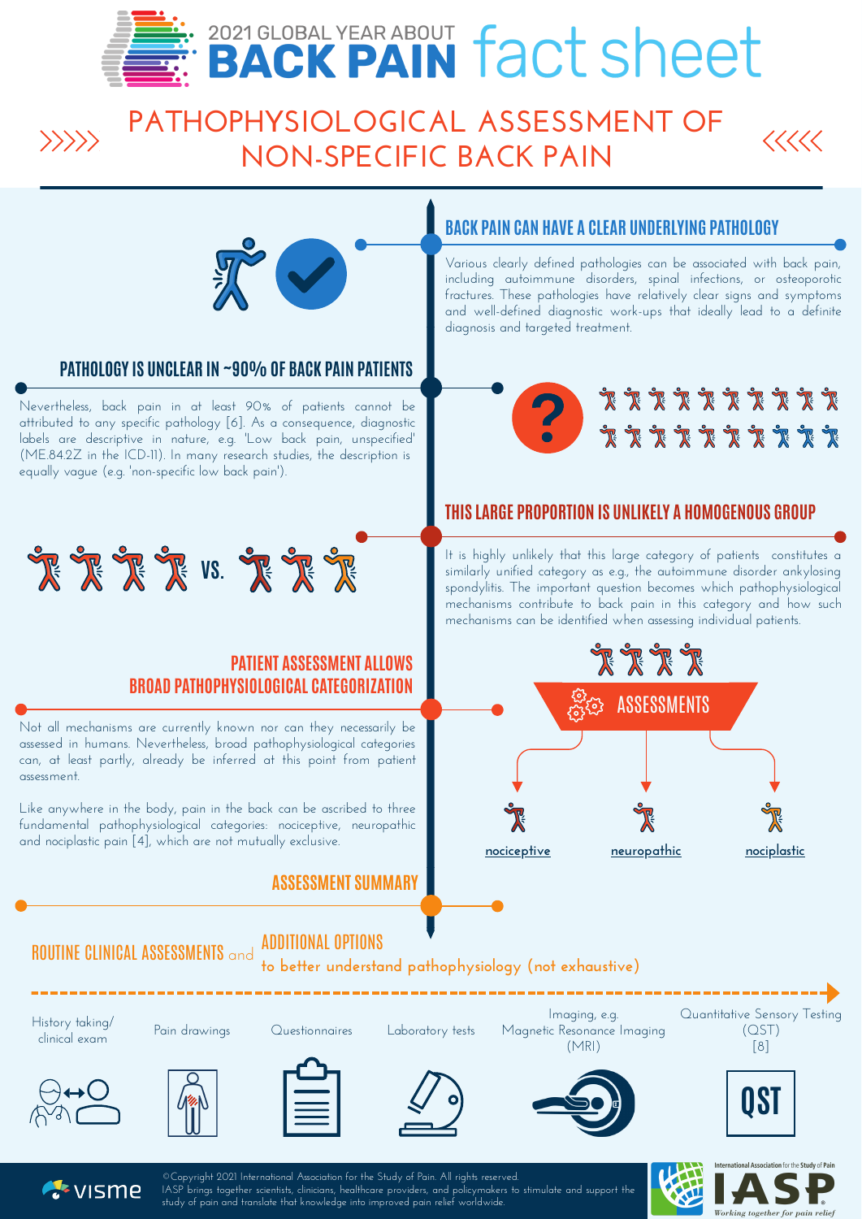# 2021 GLOBAL YEAR ABOUT BACK PAIN fact sheet

## PATHOPHYSIOLOGICAL ASSESSMENT OF NON-SPECIFIC BACK PAIN

### BACK PAIN CAN HAVE A CLEAR UNDERLYING PATHOLOGY

Various clearly defined pathologies can be associated with back pain, including autoimmune disorders, spinal infections, or osteoporotic fractures. These pathologies have relatively clear signs and symptoms and well-defined diagnostic work-ups that ideally lead to a definite diagnosis and targeted treatment.

### PATHOLOGY IS UNCLEAR IN ~90% OF BACK PAIN PATIENTS

Nevertheless, back pain in at least 90% of patients cannot be attributed to any specific pathology [6]. As a consequence, diagnostic labels are descriptive in nature, e.g. 'Low back pain, unspecified' (ME.84.2Z in the ICD-11). In many research studies, the description is equally vague (e.g. 'non-specific low back pain').

### THIS LARGE PROPORTION IS UNLIKELY A HOMOGENOUS GROUP

It is highly unlikely that this large category of patients constitutes a similarly unified category as e.g., the autoimmune disorder ankylosing spondylitis. The important question becomes which pathophysiological mechanisms contribute to back pain in this category and how such mechanisms can be identified when assessing individual patients.

VS.

### PATIENT ASSESSMENT ALLOWS BROAD PATHOPHYSIOLOGICAL CATEGORIZATION

Not all mechanisms are currently known nor can they necessarily be assessed in humans. Nevertheless, broad pathophysiological categories can, at least partly, already be inferred at this point from patient assessment.

Like anywhere in the body, pain in the back can be ascribed to three fundamental pathophysiological categories: nociceptive, neuropathic and nociplastic pain [4], which are not mutually exclusive.

ASSESSMENTS

- nociceptive
- neuropathic
- nociplastic

### ASSESSMENT SUMMARY

**ROUTINE CLINICAL ASSESSMENTS** and **ADDITIONAL OPTIONS** to better understand pathophysiology (not exhaustive)

- History taking/ clinical exam
- Pain drawings
- Questionnaires
- Laboratory tests
- Imaging, e.g. Magnetic Resonance Imaging (MRI)
- Quantitative Sensory Testing (QST) [8]

©Copyright 2021 International Association for the Study of Pain. All rights reserved.
IASP brings together scientists, clinicians, healthcare providers, and policymakers to stimulate and support the study of pain and translate that knowledge into improved pain relief worldwide.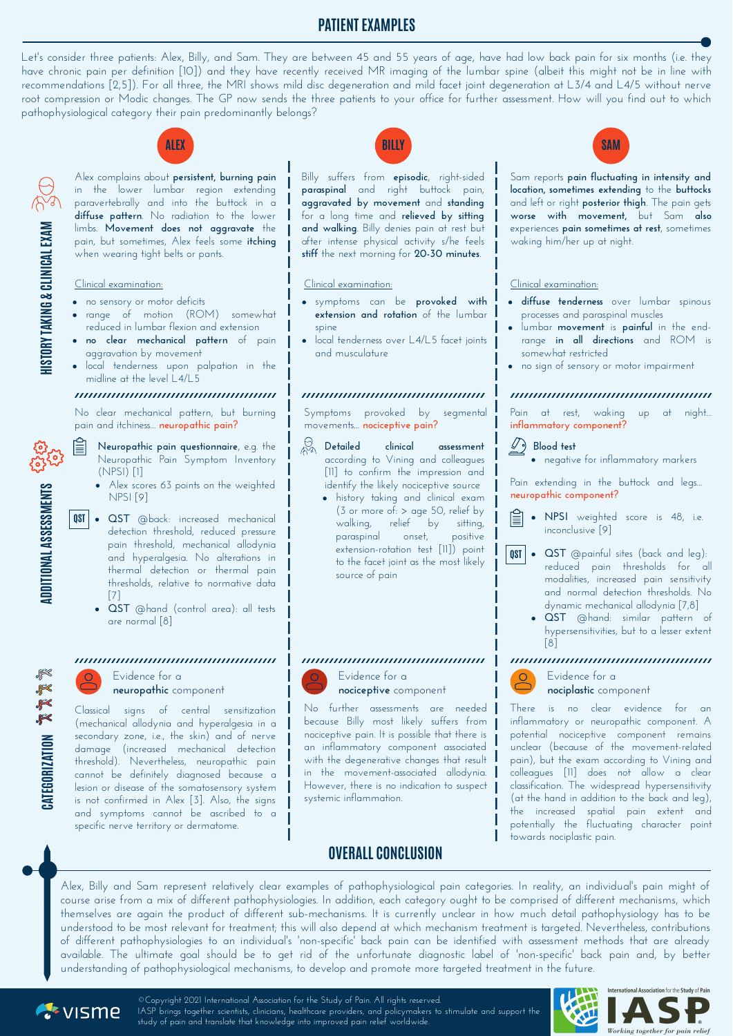# PATIENT EXAMPLES

Let's consider three patients: Alex, Billy, and Sam. They are between 45 and 55 years of age, have had low back pain for six months (i.e. they have chronic pain per definition [10]) and they have recently received MR imaging of the lumbar spine (albeit this might not be in line with recommendations [2,5]). For all three, the MRI shows mild disc degeneration and mild facet joint degeneration at L3/4 and L4/5 without nerve root compression or Modic changes. The GP now sends the three patients to your office for further assessment. How will you find out to which pathophysiological category their pain predominantly belongs?

## ALEX

### History taking & clinical exam

Alex complains about **persistent, burning pain** in the lower lumbar region extending paravertebrally and into the buttock in a **diffuse pattern**. No radiation to the lower limbs. **Movement does not aggravate** the pain, but sometimes, Alex feels some **itching** when wearing tight belts or pants.

Clinical examination:

- no sensory or motor deficits
- range of motion (ROM) somewhat reduced in lumbar flexion and extension
- **no clear mechanical pattern** of pain aggravation by movement
- local tenderness upon palpation in the midline at the level L4/L5

### Additional assessments

No clear mechanical pattern, but burning pain and itchiness... **neuropathic pain?**

- **Neuropathic pain questionnaire**, e.g. the Neuropathic Pain Symptom Inventory (NPSI) [1]
  - Alex scores 63 points on the weighted NPSI [9]
- QST
  - **QST** @back: increased mechanical detection threshold, reduced pressure pain threshold, mechanical allodynia and hyperalgesia. No alterations in thermal detection or thermal pain thresholds, relative to normative data [7]
  - **QST** @hand (control area): all tests are normal [8]

### Categorization

Evidence for a **neuropathic** component

Classical signs of central sensitization (mechanical allodynia and hyperalgesia in a secondary zone, i.e., the skin) and of nerve damage (increased mechanical detection threshold). Nevertheless, neuropathic pain cannot be definitely diagnosed because a lesion or disease of the somatosensory system is not confirmed in Alex [3]. Also, the signs and symptoms cannot be ascribed to a specific nerve territory or dermatome.

## BILLY

### History taking & clinical exam

Billy suffers from **episodic**, right-sided **paraspinal** and right buttock pain, **aggravated by movement** and **standing** for a long time and **relieved by sitting and walking**. Billy denies pain at rest but after intense physical activity s/he feels **stiff** the next morning for **20-30 minutes**.

Clinical examination:

- symptoms can be **provoked with extension and rotation** of the lumbar spine
- local tenderness over L4/L5 facet joints and musculature

### Additional assessments

Symptoms provoked by segmental movements... **nociceptive pain?**

- **Detailed clinical assessment** according to Vining and colleagues [11] to confirm the impression and identify the likely nociceptive source
  - history taking and clinical exam (3 or more of: > age 50, relief by walking, relief by sitting, paraspinal onset, positive extension-rotation test [11]) point to the facet joint as the most likely source of pain

### Categorization

Evidence for a **nociceptive** component

No further assessments are needed because Billy most likely suffers from nociceptive pain. It is possible that there is an inflammatory component associated with the degenerative changes that result in the movement-associated allodynia. However, there is no indication to suspect systemic inflammation.

## SAM

### History taking & clinical exam

Sam reports **pain fluctuating in intensity and location, sometimes extending** to the **buttocks** and left or right **posterior thigh**. The pain gets **worse with movement,** but Sam **also** experiences **pain sometimes at rest**, sometimes waking him/her up at night.

Clinical examination:

- **diffuse tenderness** over lumbar spinous processes and paraspinal muscles
- lumbar **movement** is **painful** in the end-range **in all directions** and ROM is somewhat restricted
- no sign of sensory or motor impairment

### Additional assessments

Pain at rest, waking up at night... **inflammatory component?**

- **Blood test**
  - negative for inflammatory markers

Pain extending in the buttock and legs... **neuropathic component?**

- **NPSI** weighted score is 48, i.e. inconclusive [9]
- QST
  - **QST** @painful sites (back and leg): reduced pain thresholds for all modalities, increased pain sensitivity and normal detection thresholds. No dynamic mechanical allodynia [7,8]
  - **QST** @hand: similar pattern of hypersensitivities, but to a lesser extent [8]

### Categorization

Evidence for a **nociplastic** component

There is no clear evidence for an inflammatory or neuropathic component. A potential nociceptive component remains unclear (because of the movement-related pain), but the exam according to Vining and colleagues [11] does not allow a clear classification. The widespread hypersensitivity (at the hand in addition to the back and leg), the increased spatial pain extent and potentially the fluctuating character point towards nociplastic pain.

# OVERALL CONCLUSION

Alex, Billy and Sam represent relatively clear examples of pathophysiological pain categories. In reality, an individual's pain might of course arise from a mix of different pathophysiologies. In addition, each category ought to be comprised of different mechanisms, which themselves are again the product of different sub-mechanisms. It is currently unclear in how much detail pathophysiology has to be understood to be most relevant for treatment; this will also depend at which mechanism treatment is targeted. Nevertheless, contributions of different pathophysiologies to an individual's 'non-specific' back pain can be identified with assessment methods that are already available. The ultimate goal should be to get rid of the unfortunate diagnostic label of 'non-specific' back pain and, by better understanding of pathophysiological mechanisms, to develop and promote more targeted treatment in the future.

©Copyright 2021 International Association for the Study of Pain. All rights reserved.
IASP brings together scientists, clinicians, healthcare providers, and policymakers to stimulate and support the study of pain and translate that knowledge into improved pain relief worldwide.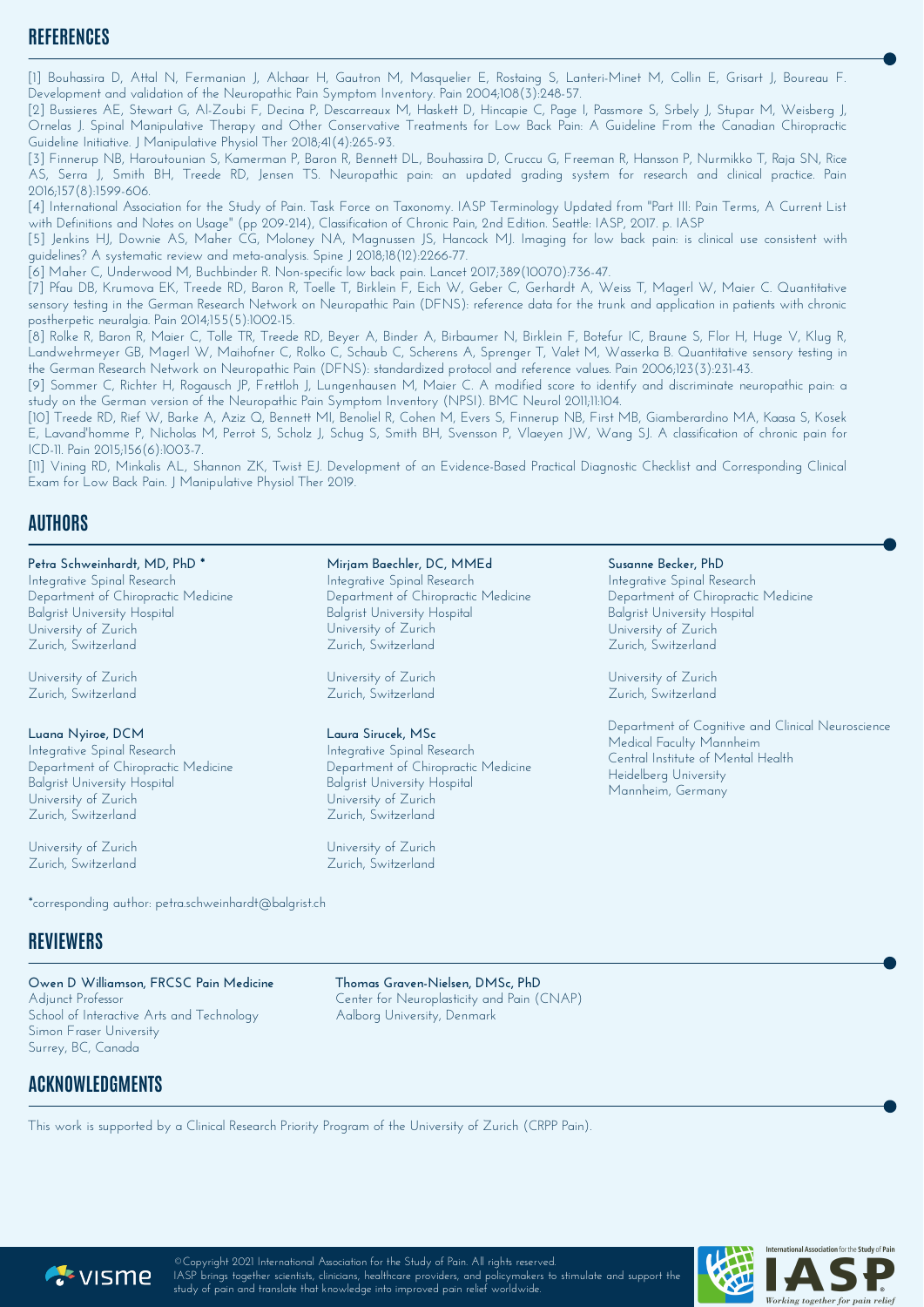## REFERENCES

[1] Bouhassira D, Attal N, Fermanian J, Alchaar H, Gautron M, Masquelier E, Rostaing S, Lanteri-Minet M, Collin E, Grisart J, Boureau F. Development and validation of the Neuropathic Pain Symptom Inventory. Pain 2004;108(3):248-57.

[2] Bussieres AE, Stewart G, Al-Zoubi F, Decina P, Descarreaux M, Haskett D, Hincapie C, Page I, Passmore S, Srbely J, Stupar M, Weisberg J, Ornelas J. Spinal Manipulative Therapy and Other Conservative Treatments for Low Back Pain: A Guideline From the Canadian Chiropractic Guideline Initiative. J Manipulative Physiol Ther 2018;41(4):265-93.

[3] Finnerup NB, Haroutounian S, Kamerman P, Baron R, Bennett DL, Bouhassira D, Cruccu G, Freeman R, Hansson P, Nurmikko T, Raja SN, Rice AS, Serra J, Smith BH, Treede RD, Jensen TS. Neuropathic pain: an updated grading system for research and clinical practice. Pain 2016;157(8):1599-606.

[4] International Association for the Study of Pain. Task Force on Taxonomy. IASP Terminology Updated from "Part III: Pain Terms, A Current List with Definitions and Notes on Usage" (pp 209-214), Classification of Chronic Pain, 2nd Edition. Seattle: IASP, 2017. p. IASP

[5] Jenkins HJ, Downie AS, Maher CG, Moloney NA, Magnussen JS, Hancock MJ. Imaging for low back pain: is clinical use consistent with guidelines? A systematic review and meta-analysis. Spine J 2018;18(12):2266-77.

[6] Maher C, Underwood M, Buchbinder R. Non-specific low back pain. Lancet 2017;389(10070):736-47.

[7] Pfau DB, Krumova EK, Treede RD, Baron R, Toelle T, Birklein F, Eich W, Geber C, Gerhardt A, Weiss T, Magerl W, Maier C. Quantitative sensory testing in the German Research Network on Neuropathic Pain (DFNS): reference data for the trunk and application in patients with chronic postherpetic neuralgia. Pain 2014;155(5):1002-15.

[8] Rolke R, Baron R, Maier C, Tolle TR, Treede RD, Beyer A, Binder A, Birbaumer N, Birklein F, Botefur IC, Braune S, Flor H, Huge V, Klug R, Landwehrmeyer GB, Magerl W, Maihofner C, Rolko C, Schaub C, Scherens A, Sprenger T, Valet M, Wasserka B. Quantitative sensory testing in the German Research Network on Neuropathic Pain (DFNS): standardized protocol and reference values. Pain 2006;123(3):231-43.

[9] Sommer C, Richter H, Rogausch JP, Frettloh J, Lungenhausen M, Maier C. A modified score to identify and discriminate neuropathic pain: a study on the German version of the Neuropathic Pain Symptom Inventory (NPSI). BMC Neurol 2011;11:104.

[10] Treede RD, Rief W, Barke A, Aziz Q, Bennett MI, Benoliel R, Cohen M, Evers S, Finnerup NB, First MB, Giamberardino MA, Kaasa S, Kosek E, Lavand'homme P, Nicholas M, Perrot S, Scholz J, Schug S, Smith BH, Svensson P, Vlaeyen JW, Wang SJ. A classification of chronic pain for ICD-11. Pain 2015;156(6):1003-7.

[11] Vining RD, Minkalis AL, Shannon ZK, Twist EJ. Development of an Evidence-Based Practical Diagnostic Checklist and Corresponding Clinical Exam for Low Back Pain. J Manipulative Physiol Ther 2019.

## AUTHORS

**Petra Schweinhardt, MD, PhD ***
Integrative Spinal Research
Department of Chiropractic Medicine
Balgrist University Hospital
University of Zurich
Zurich, Switzerland

University of Zurich
Zurich, Switzerland

**Luana Nyiroe, DCM**
Integrative Spinal Research
Department of Chiropractic Medicine
Balgrist University Hospital
University of Zurich
Zurich, Switzerland

University of Zurich
Zurich, Switzerland

**Mirjam Baechler, DC, MMEd**
Integrative Spinal Research
Department of Chiropractic Medicine
Balgrist University Hospital
University of Zurich
Zurich, Switzerland

University of Zurich
Zurich, Switzerland

**Laura Sirucek, MSc**
Integrative Spinal Research
Department of Chiropractic Medicine
Balgrist University Hospital
University of Zurich
Zurich, Switzerland

University of Zurich
Zurich, Switzerland

**Susanne Becker, PhD**
Integrative Spinal Research
Department of Chiropractic Medicine
Balgrist University Hospital
University of Zurich
Zurich, Switzerland

University of Zurich
Zurich, Switzerland

Department of Cognitive and Clinical Neuroscience
Medical Faculty Mannheim
Central Institute of Mental Health
Heidelberg University
Mannheim, Germany

*corresponding author: petra.schweinhardt@balgrist.ch

## REVIEWERS

**Owen D Williamson, FRCSC Pain Medicine**
Adjunct Professor
School of Interactive Arts and Technology
Simon Fraser University
Surrey, BC, Canada

**Thomas Graven-Nielsen, DMSc, PhD**
Center for Neuroplasticity and Pain (CNAP)
Aalborg University, Denmark

## ACKNOWLEDGMENTS

This work is supported by a Clinical Research Priority Program of the University of Zurich (CRPP Pain).

©Copyright 2021 International Association for the Study of Pain. All rights reserved.
IASP brings together scientists, clinicians, healthcare providers, and policymakers to stimulate and support the study of pain and translate that knowledge into improved pain relief worldwide.